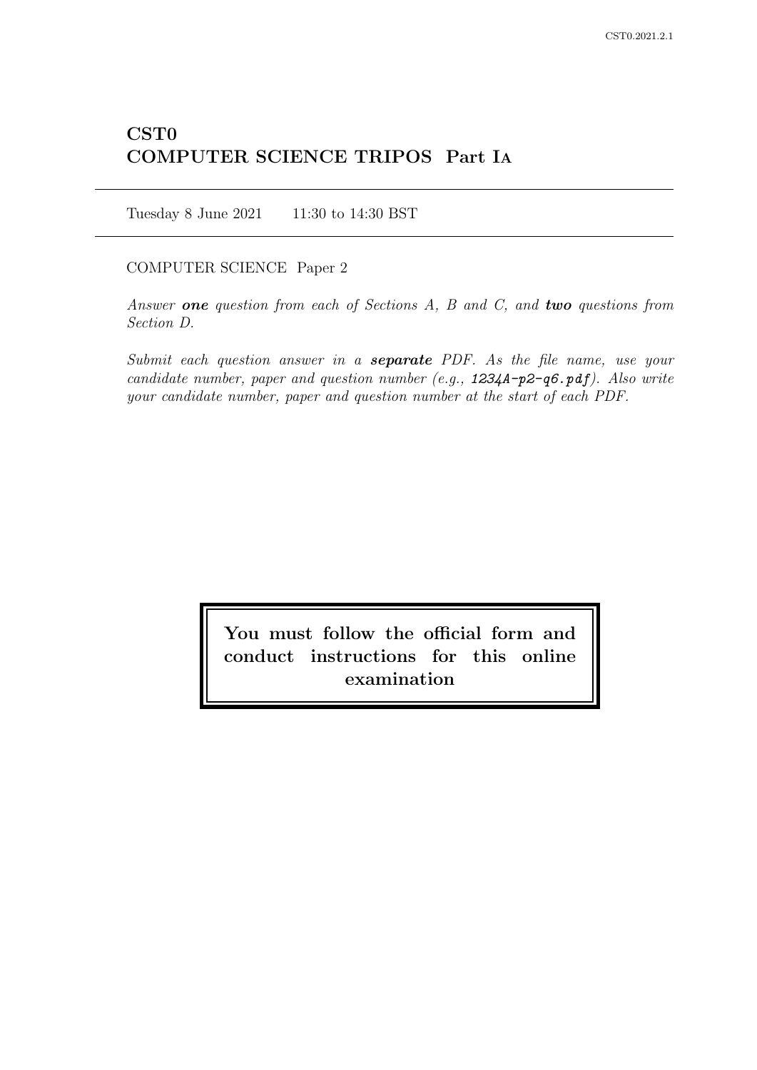# CST0
# COMPUTER SCIENCE TRIPOS Part IA

Tuesday 8 June 2021 11:30 to 14:30 BST

COMPUTER SCIENCE Paper 2

*Answer **one** question from each of Sections A, B and C, and **two** questions from Section D.*

*Submit each question answer in a **separate** PDF. As the file name, use your candidate number, paper and question number (e.g., 1234A-p2-q6.pdf). Also write your candidate number, paper and question number at the start of each PDF.*

**You must follow the official form and conduct instructions for this online examination**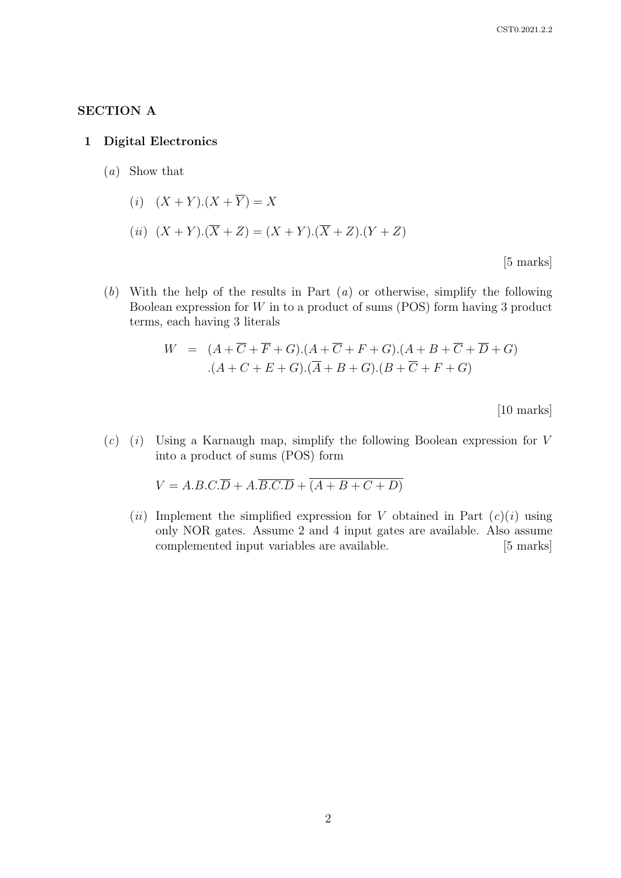## SECTION A

### 1 Digital Electronics

(*a*) Show that

(*i*) $(X + Y).(X + \overline{Y}) = X$

(*ii*) $(X + Y).(\overline{X} + Z) = (X + Y).(\overline{X} + Z).(Y + Z)$

[5 marks]

(*b*) With the help of the results in Part (*a*) or otherwise, simplify the following Boolean expression for $W$ in to a product of sums (POS) form having 3 product terms, each having 3 literals

$$
\begin{aligned}
W \;=\; & (A + \overline{C} + \overline{F} + G).(A + \overline{C} + F + G).(A + B + \overline{C} + \overline{D} + G) \\
& .(A + C + E + G).(\overline{A} + B + G).(B + \overline{C} + F + G)
\end{aligned}
$$

[10 marks]

(*c*) (*i*) Using a Karnaugh map, simplify the following Boolean expression for $V$ into a product of sums (POS) form

$V = A.B.C.\overline{D} + A.\overline{B.C.D} + \overline{(A + B + C + D)}$

(*ii*) Implement the simplified expression for $V$ obtained in Part (*c*)(*i*) using only NOR gates. Assume 2 and 4 input gates are available. Also assume complemented input variables are available. [5 marks]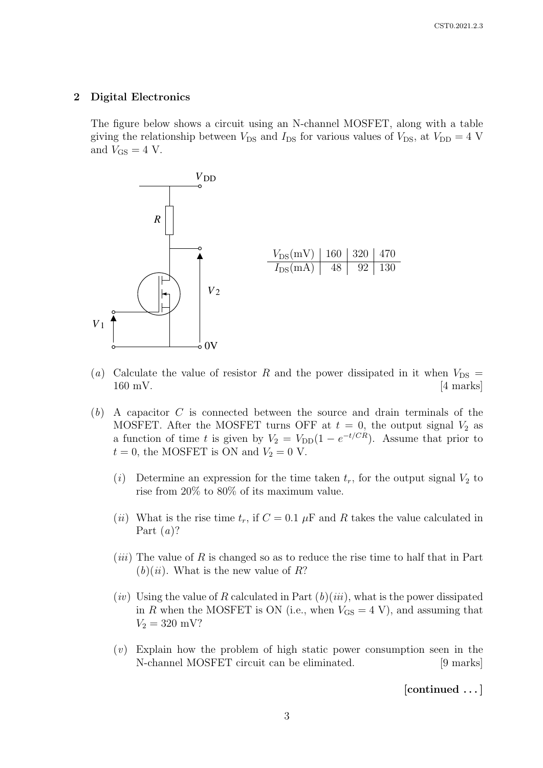## 2 Digital Electronics

The figure below shows a circuit using an N-channel MOSFET, along with a table giving the relationship between $V_{\mathrm{DS}}$ and $I_{\mathrm{DS}}$ for various values of $V_{\mathrm{DS}}$, at $V_{\mathrm{DD}} = 4$ V and $V_{\mathrm{GS}} = 4$ V.

| $V_{\mathrm{DS}}$(mV) | 160 | 320 | 470 |
|---|---|---|---|
| $I_{\mathrm{DS}}$(mA) | 48 | 92 | 130 |

(*a*) Calculate the value of resistor $R$ and the power dissipated in it when $V_{\mathrm{DS}} =$ 160 mV. [4 marks]

(*b*) A capacitor $C$ is connected between the source and drain terminals of the MOSFET. After the MOSFET turns OFF at $t = 0$, the output signal $V_2$ as a function of time $t$ is given by $V_2 = V_{\mathrm{DD}}(1 - e^{-t/CR})$. Assume that prior to $t = 0$, the MOSFET is ON and $V_2 = 0$ V.

(*i*) Determine an expression for the time taken $t_r$, for the output signal $V_2$ to rise from 20% to 80% of its maximum value.

(*ii*) What is the rise time $t_r$, if $C = 0.1\ \mu$F and $R$ takes the value calculated in Part (*a*)?

(*iii*) The value of $R$ is changed so as to reduce the rise time to half that in Part (*b*)(*ii*). What is the new value of $R$?

(*iv*) Using the value of $R$ calculated in Part (*b*)(*iii*), what is the power dissipated in $R$ when the MOSFET is ON (i.e., when $V_{\mathrm{GS}} = 4$ V), and assuming that $V_2 = 320$ mV?

(*v*) Explain how the problem of high static power consumption seen in the N-channel MOSFET circuit can be eliminated. [9 marks]

**[continued . . . ]**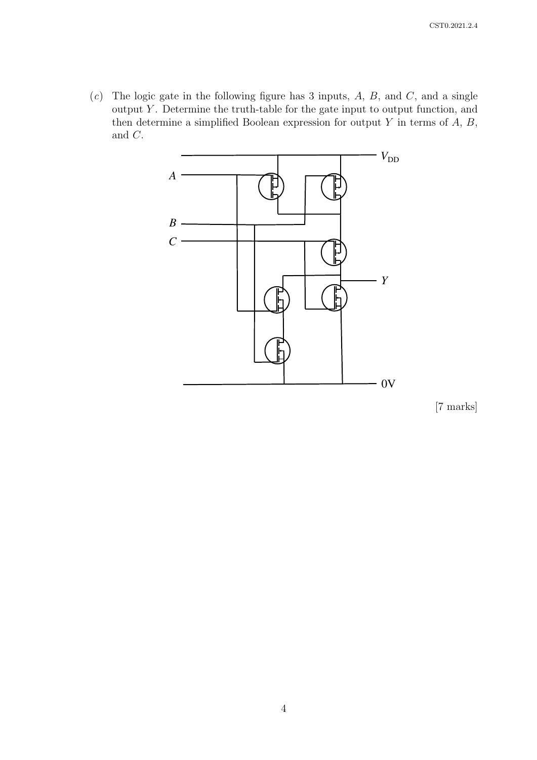(*c*) The logic gate in the following figure has 3 inputs, $A$, $B$, and $C$, and a single output $Y$. Determine the truth-table for the gate input to output function, and then determine a simplified Boolean expression for output $Y$ in terms of $A$, $B$, and $C$.

[7 marks]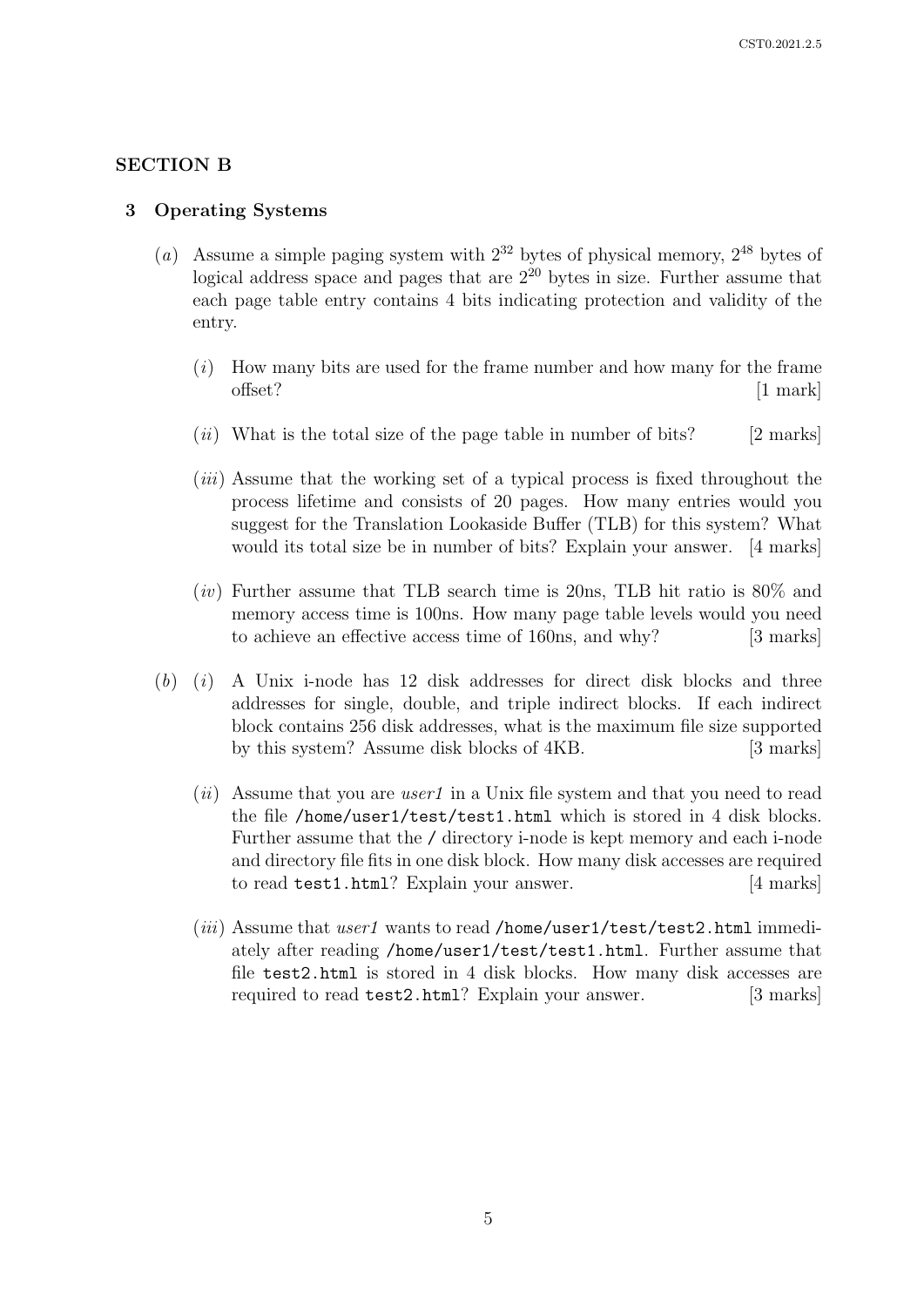## SECTION B

### 3 Operating Systems

(*a*) Assume a simple paging system with $2^{32}$ bytes of physical memory, $2^{48}$ bytes of logical address space and pages that are $2^{20}$ bytes in size. Further assume that each page table entry contains 4 bits indicating protection and validity of the entry.

(*i*) How many bits are used for the frame number and how many for the frame offset? [1 mark]

(*ii*) What is the total size of the page table in number of bits? [2 marks]

(*iii*) Assume that the working set of a typical process is fixed throughout the process lifetime and consists of 20 pages. How many entries would you suggest for the Translation Lookaside Buffer (TLB) for this system? What would its total size be in number of bits? Explain your answer. [4 marks]

(*iv*) Further assume that TLB search time is 20ns, TLB hit ratio is 80% and memory access time is 100ns. How many page table levels would you need to achieve an effective access time of 160ns, and why? [3 marks]

(*b*) (*i*) A Unix i-node has 12 disk addresses for direct disk blocks and three addresses for single, double, and triple indirect blocks. If each indirect block contains 256 disk addresses, what is the maximum file size supported by this system? Assume disk blocks of 4KB. [3 marks]

(*ii*) Assume that you are *user1* in a Unix file system and that you need to read the file `/home/user1/test/test1.html` which is stored in 4 disk blocks. Further assume that the `/` directory i-node is kept memory and each i-node and directory file fits in one disk block. How many disk accesses are required to read `test1.html`? Explain your answer. [4 marks]

(*iii*) Assume that *user1* wants to read `/home/user1/test/test2.html` immediately after reading `/home/user1/test/test1.html`. Further assume that file `test2.html` is stored in 4 disk blocks. How many disk accesses are required to read `test2.html`? Explain your answer. [3 marks]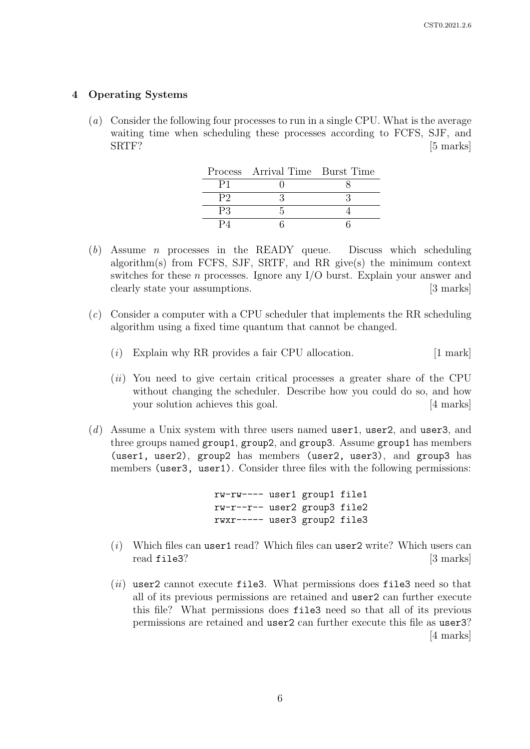## 4 Operating Systems

(*a*) Consider the following four processes to run in a single CPU. What is the average waiting time when scheduling these processes according to FCFS, SJF, and SRTF? [5 marks]

| Process | Arrival Time | Burst Time |
|---|---|---|
| P1 | 0 | 8 |
| P2 | 3 | 3 |
| P3 | 5 | 4 |
| P4 | 6 | 6 |

(*b*) Assume $n$ processes in the READY queue. Discuss which scheduling algorithm(s) from FCFS, SJF, SRTF, and RR give(s) the minimum context switches for these $n$ processes. Ignore any I/O burst. Explain your answer and clearly state your assumptions. [3 marks]

(*c*) Consider a computer with a CPU scheduler that implements the RR scheduling algorithm using a fixed time quantum that cannot be changed.

(*i*) Explain why RR provides a fair CPU allocation. [1 mark]

(*ii*) You need to give certain critical processes a greater share of the CPU without changing the scheduler. Describe how you could do so, and how your solution achieves this goal. [4 marks]

(*d*) Assume a Unix system with three users named `user1`, `user2`, and `user3`, and three groups named `group1`, `group2`, and `group3`. Assume `group1` has members `(user1, user2)`, `group2` has members `(user2, user3)`, and `group3` has members `(user3, user1)`. Consider three files with the following permissions:

```
rw-rw---- user1 group1 file1
rw-r--r-- user2 group3 file2
rwxr----- user3 group2 file3
```

(*i*) Which files can `user1` read? Which files can `user2` write? Which users can read `file3`? [3 marks]

(*ii*) `user2` cannot execute `file3`. What permissions does `file3` need so that all of its previous permissions are retained and `user2` can further execute this file? What permissions does `file3` need so that all of its previous permissions are retained and `user2` can further execute this file as `user3`? [4 marks]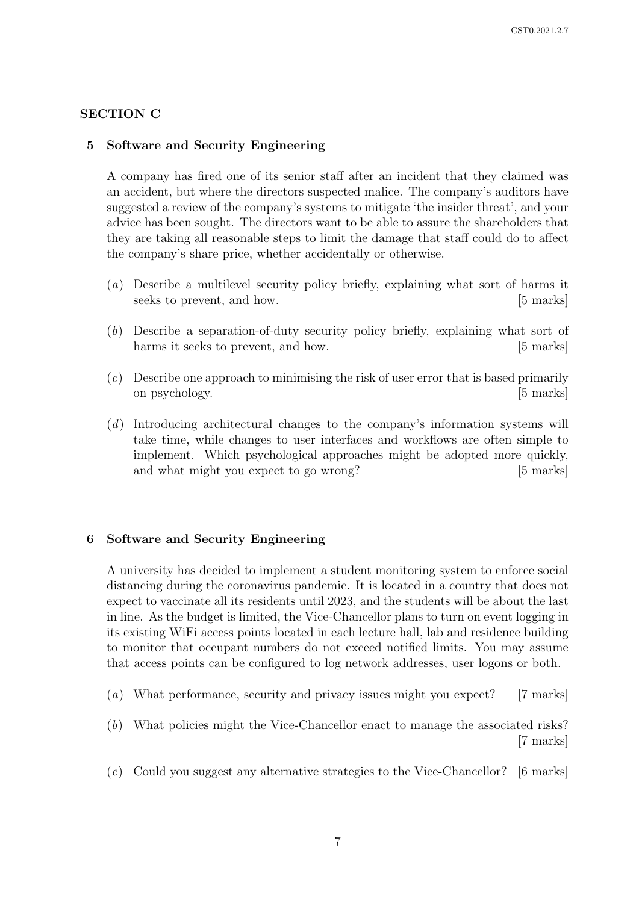## SECTION C

### 5 Software and Security Engineering

A company has fired one of its senior staff after an incident that they claimed was an accident, but where the directors suspected malice. The company's auditors have suggested a review of the company's systems to mitigate 'the insider threat', and your advice has been sought. The directors want to be able to assure the shareholders that they are taking all reasonable steps to limit the damage that staff could do to affect the company's share price, whether accidentally or otherwise.

(*a*) Describe a multilevel security policy briefly, explaining what sort of harms it seeks to prevent, and how. [5 marks]

(*b*) Describe a separation-of-duty security policy briefly, explaining what sort of harms it seeks to prevent, and how. [5 marks]

(*c*) Describe one approach to minimising the risk of user error that is based primarily on psychology. [5 marks]

(*d*) Introducing architectural changes to the company's information systems will take time, while changes to user interfaces and workflows are often simple to implement. Which psychological approaches might be adopted more quickly, and what might you expect to go wrong? [5 marks]

### 6 Software and Security Engineering

A university has decided to implement a student monitoring system to enforce social distancing during the coronavirus pandemic. It is located in a country that does not expect to vaccinate all its residents until 2023, and the students will be about the last in line. As the budget is limited, the Vice-Chancellor plans to turn on event logging in its existing WiFi access points located in each lecture hall, lab and residence building to monitor that occupant numbers do not exceed notified limits. You may assume that access points can be configured to log network addresses, user logons or both.

(*a*) What performance, security and privacy issues might you expect? [7 marks]

(*b*) What policies might the Vice-Chancellor enact to manage the associated risks? [7 marks]

(*c*) Could you suggest any alternative strategies to the Vice-Chancellor? [6 marks]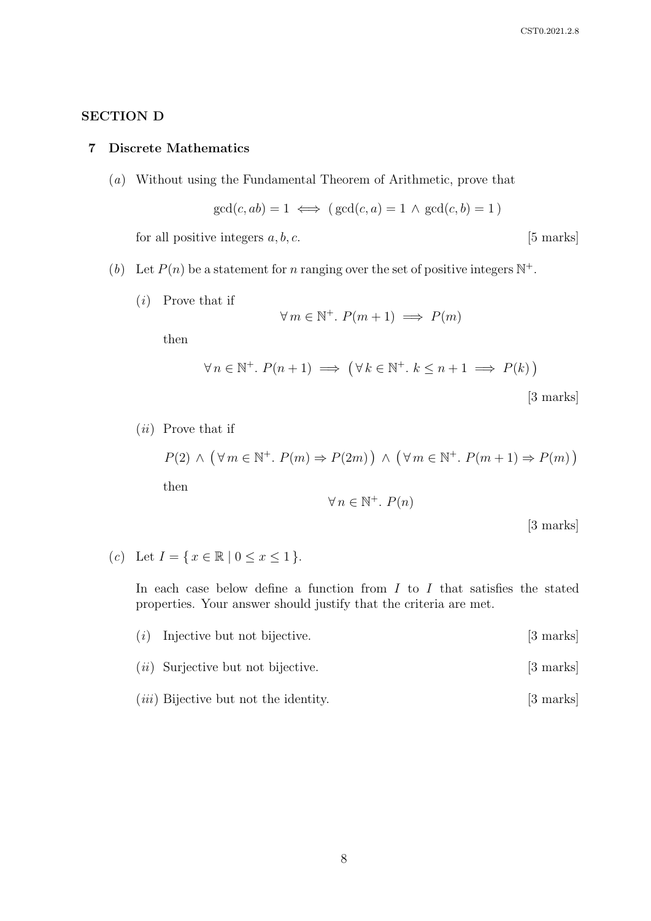## SECTION D

### 7 Discrete Mathematics

(*a*) Without using the Fundamental Theorem of Arithmetic, prove that

$$\gcd(c, ab) = 1 \iff (\,\gcd(c, a) = 1 \wedge \gcd(c, b) = 1\,)$$

for all positive integers $a, b, c$. [5 marks]

(*b*) Let $P(n)$ be a statement for $n$ ranging over the set of positive integers $\mathbb{N}^+$.

(*i*) Prove that if

$$\forall\, m \in \mathbb{N}^+.\ P(m+1) \implies P(m)$$

then

$$\forall\, n \in \mathbb{N}^+.\ P(n+1) \implies \big(\forall\, k \in \mathbb{N}^+.\ k \le n+1 \implies P(k)\big)$$

[3 marks]

(*ii*) Prove that if

$$P(2) \wedge \big(\forall\, m \in \mathbb{N}^+.\ P(m) \Rightarrow P(2m)\big) \wedge \big(\forall\, m \in \mathbb{N}^+.\ P(m+1) \Rightarrow P(m)\big)$$

then

$$\forall\, n \in \mathbb{N}^+.\ P(n)$$

[3 marks]

(*c*) Let $I = \{\, x \in \mathbb{R} \mid 0 \le x \le 1 \,\}$.

In each case below define a function from $I$ to $I$ that satisfies the stated properties. Your answer should justify that the criteria are met.

(*i*) Injective but not bijective. [3 marks]

(*ii*) Surjective but not bijective. [3 marks]

(*iii*) Bijective but not the identity. [3 marks]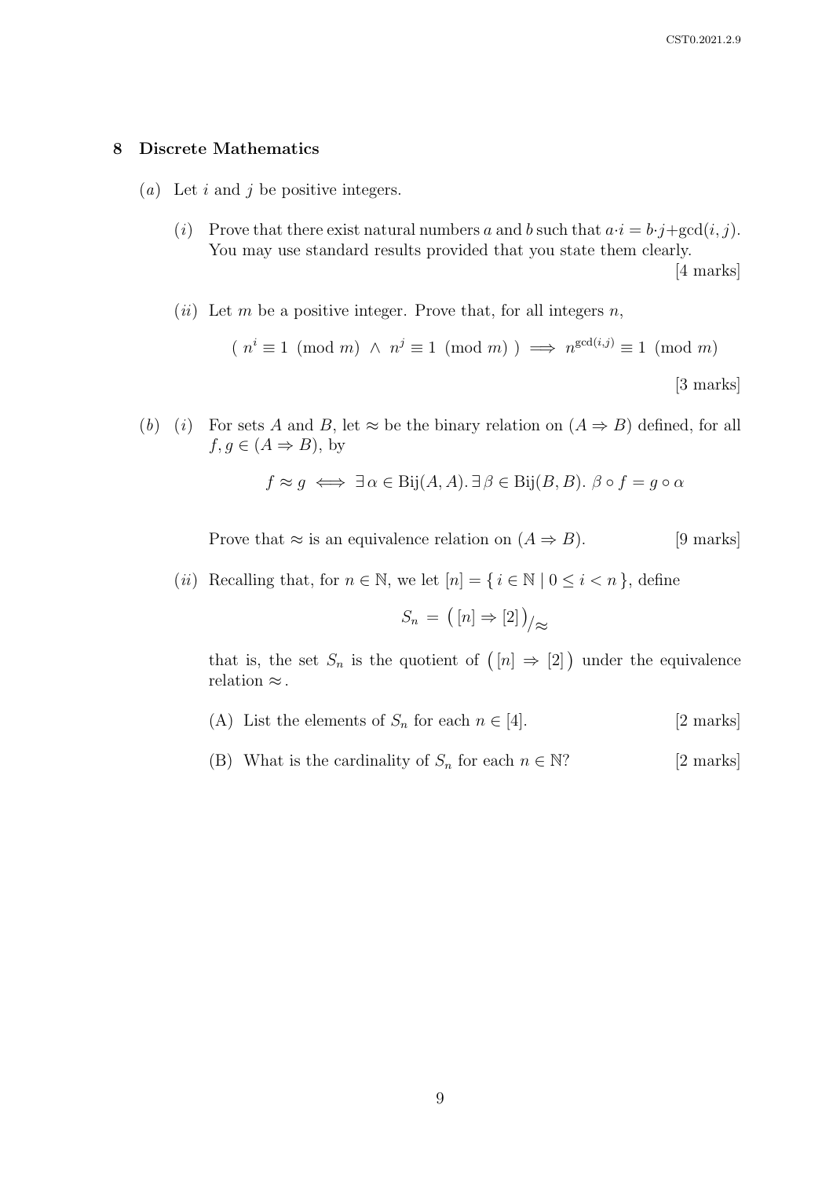## 8 Discrete Mathematics

(*a*) Let $i$ and $j$ be positive integers.

(*i*) Prove that there exist natural numbers $a$ and $b$ such that $a \cdot i = b \cdot j + \gcd(i, j)$. You may use standard results provided that you state them clearly.

[4 marks]

(*ii*) Let $m$ be a positive integer. Prove that, for all integers $n$,

$$(\ n^i \equiv 1 \pmod{m} \ \wedge \ n^j \equiv 1 \pmod{m}\ ) \implies n^{\gcd(i,j)} \equiv 1 \pmod{m}$$

[3 marks]

(*b*) (*i*) For sets $A$ and $B$, let $\approx$ be the binary relation on $(A \Rightarrow B)$ defined, for all $f, g \in (A \Rightarrow B)$, by

$$f \approx g \iff \exists\, \alpha \in \mathrm{Bij}(A, A).\, \exists\, \beta \in \mathrm{Bij}(B, B).\ \beta \circ f = g \circ \alpha$$

Prove that $\approx$ is an equivalence relation on $(A \Rightarrow B)$. [9 marks]

(*ii*) Recalling that, for $n \in \mathbb{N}$, we let $[n] = \{\, i \in \mathbb{N} \mid 0 \leq i < n \,\}$, define

$$S_n = \big( [n] \Rightarrow [2] \big)_{/\approx}$$

that is, the set $S_n$ is the quotient of $\big( [n] \Rightarrow [2] \big)$ under the equivalence relation $\approx$.

(A) List the elements of $S_n$ for each $n \in [4]$. [2 marks]

(B) What is the cardinality of $S_n$ for each $n \in \mathbb{N}$? [2 marks]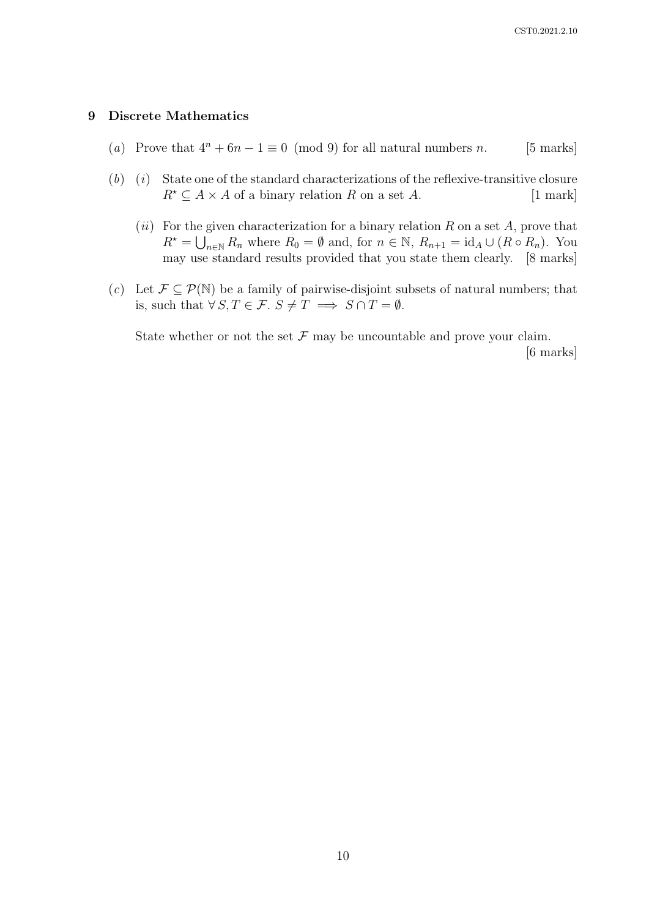## 9 Discrete Mathematics

(*a*) Prove that $4^n + 6n - 1 \equiv 0 \pmod{9}$ for all natural numbers $n$. [5 marks]

(*b*) (*i*) State one of the standard characterizations of the reflexive-transitive closure $R^\star \subseteq A \times A$ of a binary relation $R$ on a set $A$. [1 mark]

(*ii*) For the given characterization for a binary relation $R$ on a set $A$, prove that $R^\star = \bigcup_{n \in \mathbb{N}} R_n$ where $R_0 = \emptyset$ and, for $n \in \mathbb{N}$, $R_{n+1} = \mathrm{id}_A \cup (R \circ R_n)$. You may use standard results provided that you state them clearly. [8 marks]

(*c*) Let $\mathcal{F} \subseteq \mathcal{P}(\mathbb{N})$ be a family of pairwise-disjoint subsets of natural numbers; that is, such that $\forall\, S, T \in \mathcal{F}.\ S \neq T \implies S \cap T = \emptyset$.

State whether or not the set $\mathcal{F}$ may be uncountable and prove your claim. [6 marks]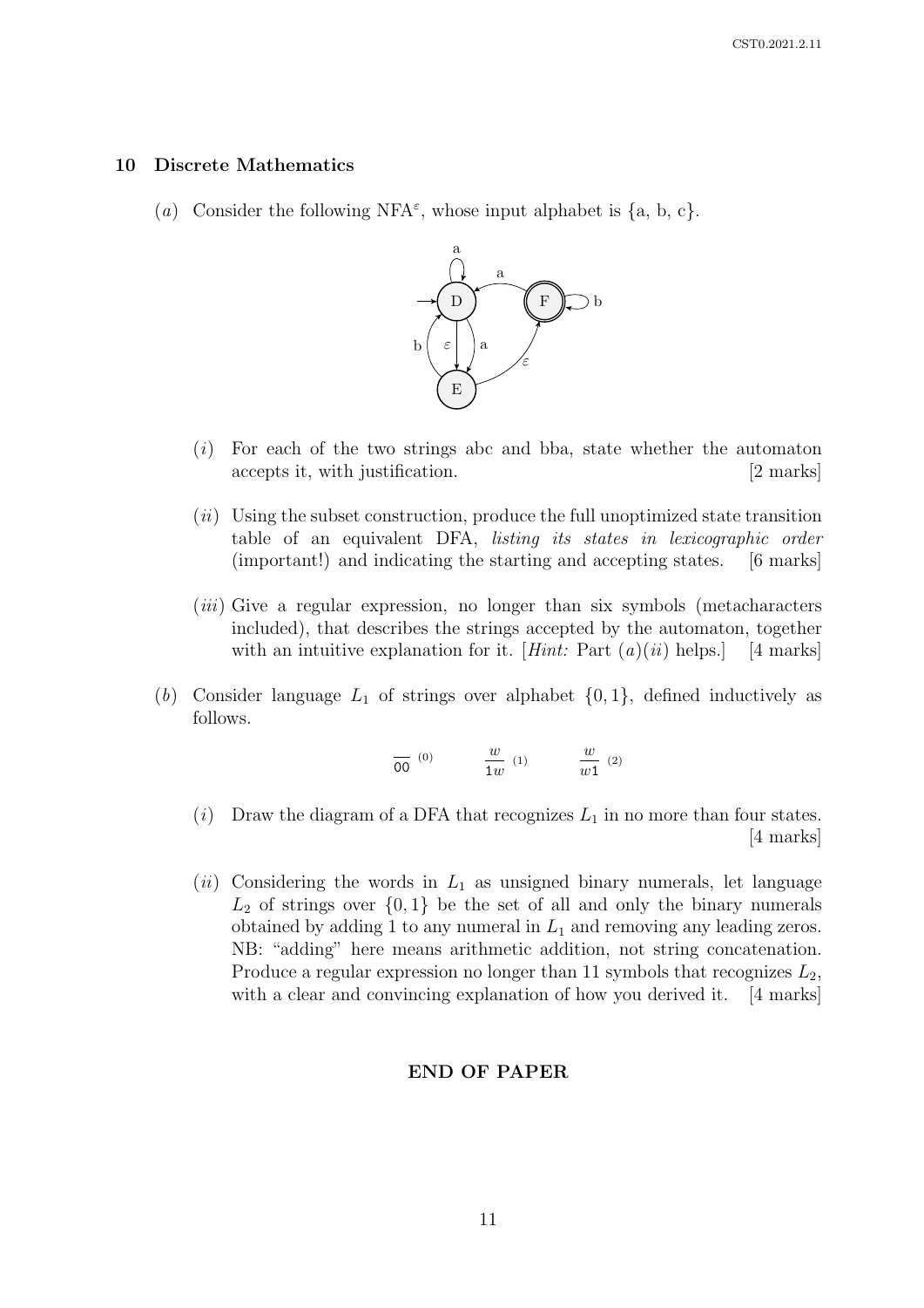## 10 Discrete Mathematics

(*a*) Consider the following NFA$^{\varepsilon}$, whose input alphabet is {a, b, c}.

a

a

D

F

b

b

$\varepsilon$

a

$\varepsilon$

E

(*i*) For each of the two strings abc and bba, state whether the automaton accepts it, with justification. [2 marks]

(*ii*) Using the subset construction, produce the full unoptimized state transition table of an equivalent DFA, *listing its states in lexicographic order* (important!) and indicating the starting and accepting states. [6 marks]

(*iii*) Give a regular expression, no longer than six symbols (metacharacters included), that describes the strings accepted by the automaton, together with an intuitive explanation for it. [*Hint:* Part (*a*)(*ii*) helps.] [4 marks]

(*b*) Consider language $L_1$ of strings over alphabet $\{0, 1\}$, defined inductively as follows.

$$\frac{}{\texttt{00}}\ ^{(0)} \qquad \frac{w}{\texttt{1}w}\ ^{(1)} \qquad \frac{w}{w\texttt{1}}\ ^{(2)}$$

(*i*) Draw the diagram of a DFA that recognizes $L_1$ in no more than four states. [4 marks]

(*ii*) Considering the words in $L_1$ as unsigned binary numerals, let language $L_2$ of strings over $\{0, 1\}$ be the set of all and only the binary numerals obtained by adding 1 to any numeral in $L_1$ and removing any leading zeros. NB: "adding" here means arithmetic addition, not string concatenation. Produce a regular expression no longer than 11 symbols that recognizes $L_2$, with a clear and convincing explanation of how you derived it. [4 marks]

**END OF PAPER**